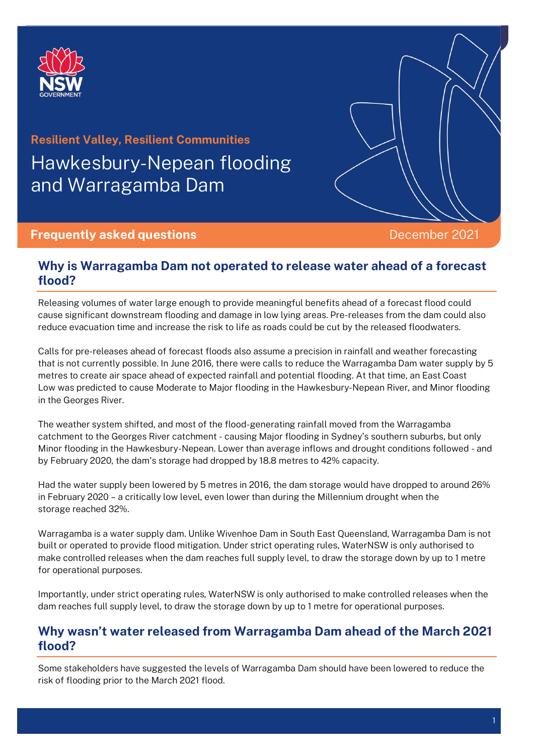**Resilient Valley, Resilient Communities**

# Hawkesbury-Nepean flooding and Warragamba Dam

**Frequently asked questions**

December 2021

## Why is Warragamba Dam not operated to release water ahead of a forecast flood?

Releasing volumes of water large enough to provide meaningful benefits ahead of a forecast flood could cause significant downstream flooding and damage in low lying areas. Pre-releases from the dam could also reduce evacuation time and increase the risk to life as roads could be cut by the released floodwaters.

Calls for pre-releases ahead of forecast floods also assume a precision in rainfall and weather forecasting that is not currently possible. In June 2016, there were calls to reduce the Warragamba Dam water supply by 5 metres to create air space ahead of expected rainfall and potential flooding. At that time, an East Coast Low was predicted to cause Moderate to Major flooding in the Hawkesbury-Nepean River, and Minor flooding in the Georges River.

The weather system shifted, and most of the flood-generating rainfall moved from the Warragamba catchment to the Georges River catchment - causing Major flooding in Sydney's southern suburbs, but only Minor flooding in the Hawkesbury-Nepean. Lower than average inflows and drought conditions followed - and by February 2020, the dam's storage had dropped by 18.8 metres to 42% capacity.

Had the water supply been lowered by 5 metres in 2016, the dam storage would have dropped to around 26% in February 2020 – a critically low level, even lower than during the Millennium drought when the storage reached 32%.

Warragamba is a water supply dam. Unlike Wivenhoe Dam in South East Queensland, Warragamba Dam is not built or operated to provide flood mitigation. Under strict operating rules, WaterNSW is only authorised to make controlled releases when the dam reaches full supply level, to draw the storage down by up to 1 metre for operational purposes.

Importantly, under strict operating rules, WaterNSW is only authorised to make controlled releases when the dam reaches full supply level, to draw the storage down by up to 1 metre for operational purposes.

## Why wasn't water released from Warragamba Dam ahead of the March 2021 flood?

Some stakeholders have suggested the levels of Warragamba Dam should have been lowered to reduce the risk of flooding prior to the March 2021 flood.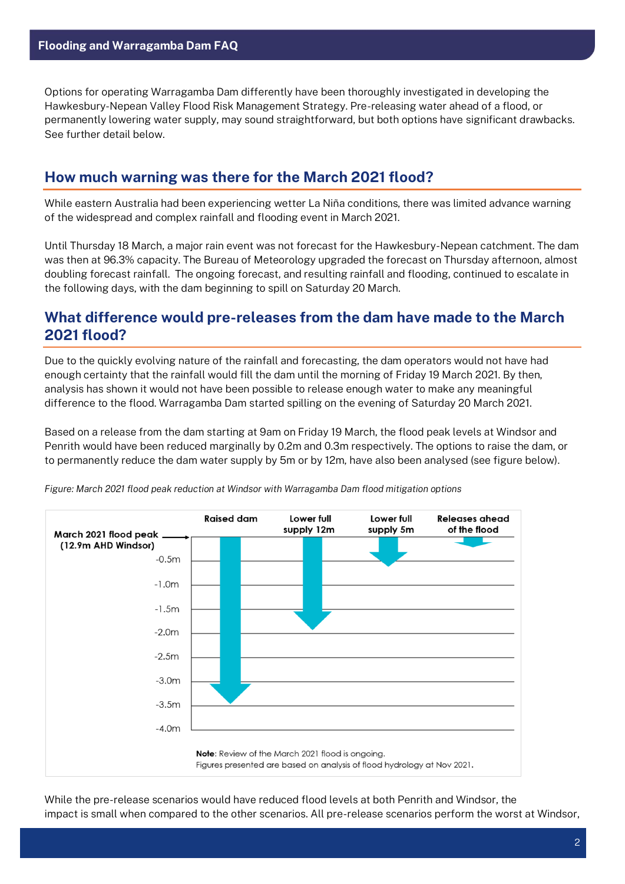Options for operating Warragamba Dam differently have been thoroughly investigated in developing the Hawkesbury-Nepean Valley Flood Risk Management Strategy. Pre-releasing water ahead of a flood, or permanently lowering water supply, may sound straightforward, but both options have significant drawbacks. See further detail below.

## How much warning was there for the March 2021 flood?

While eastern Australia had been experiencing wetter La Niña conditions, there was limited advance warning of the widespread and complex rainfall and flooding event in March 2021.

Until Thursday 18 March, a major rain event was not forecast for the Hawkesbury-Nepean catchment. The dam was then at 96.3% capacity. The Bureau of Meteorology upgraded the forecast on Thursday afternoon, almost doubling forecast rainfall. The ongoing forecast, and resulting rainfall and flooding, continued to escalate in the following days, with the dam beginning to spill on Saturday 20 March.

## What difference would pre-releases from the dam have made to the March 2021 flood?

Due to the quickly evolving nature of the rainfall and forecasting, the dam operators would not have had enough certainty that the rainfall would fill the dam until the morning of Friday 19 March 2021. By then, analysis has shown it would not have been possible to release enough water to make any meaningful difference to the flood. Warragamba Dam started spilling on the evening of Saturday 20 March 2021.

Based on a release from the dam starting at 9am on Friday 19 March, the flood peak levels at Windsor and Penrith would have been reduced marginally by 0.2m and 0.3m respectively. The options to raise the dam, or to permanently reduce the dam water supply by 5m or by 12m, have also been analysed (see figure below).

*Figure: March 2021 flood peak reduction at Windsor with Warragamba Dam flood mitigation options*

March 2021 flood peak (12.9m AHD Windsor)

| Raised dam | Lower full supply 12m | Lower full supply 5m | Releases ahead of the flood |
|---|---|---|---|

**Note**: Review of the March 2021 flood is ongoing.
Figures presented are based on analysis of flood hydrology at Nov 2021.

While the pre-release scenarios would have reduced flood levels at both Penrith and Windsor, the impact is small when compared to the other scenarios. All pre-release scenarios perform the worst at Windsor,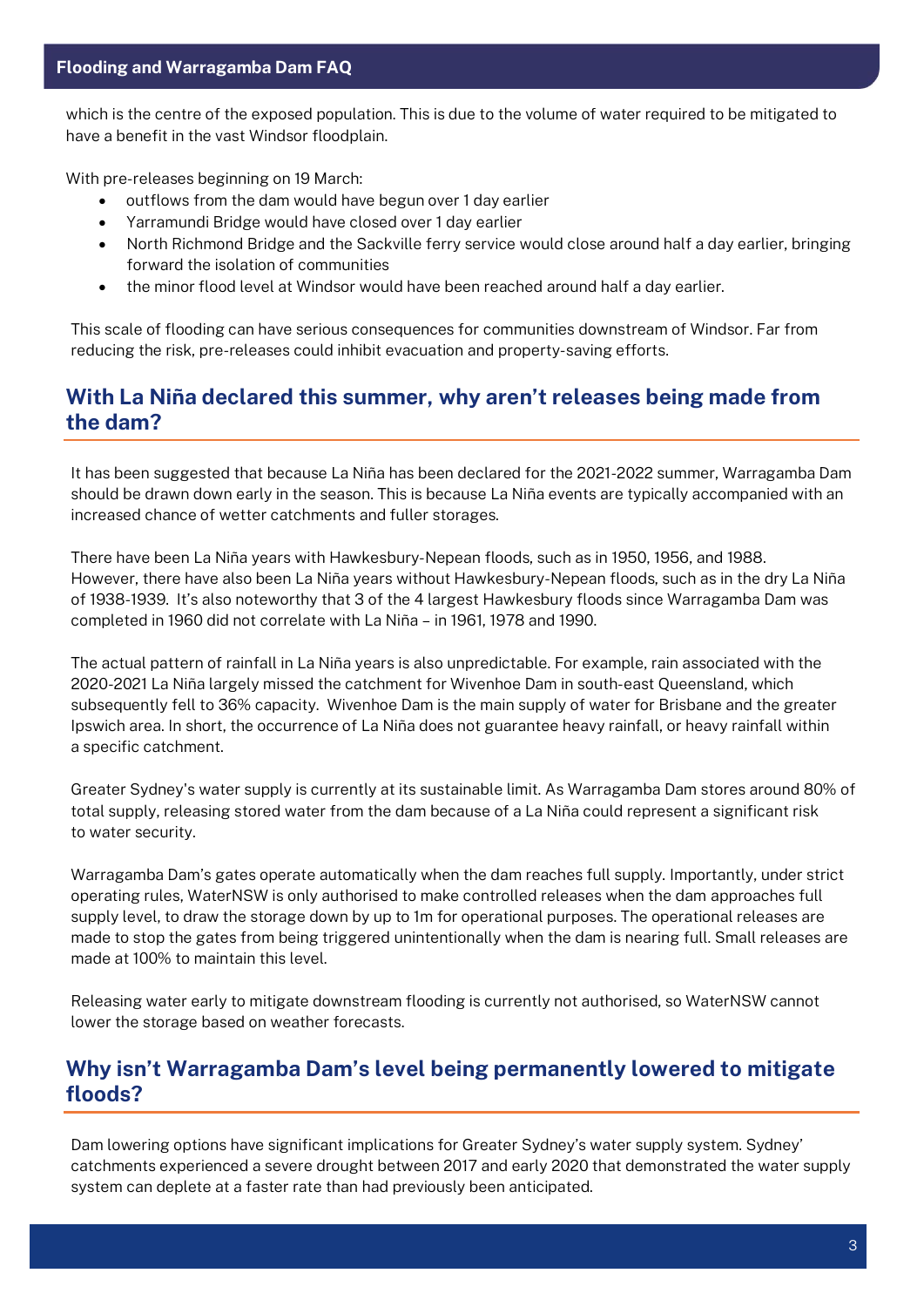which is the centre of the exposed population. This is due to the volume of water required to be mitigated to have a benefit in the vast Windsor floodplain.

With pre-releases beginning on 19 March:

- outflows from the dam would have begun over 1 day earlier
- Yarramundi Bridge would have closed over 1 day earlier
- North Richmond Bridge and the Sackville ferry service would close around half a day earlier, bringing forward the isolation of communities
- the minor flood level at Windsor would have been reached around half a day earlier.

This scale of flooding can have serious consequences for communities downstream of Windsor. Far from reducing the risk, pre-releases could inhibit evacuation and property-saving efforts.

## With La Niña declared this summer, why aren't releases being made from the dam?

It has been suggested that because La Niña has been declared for the 2021-2022 summer, Warragamba Dam should be drawn down early in the season. This is because La Niña events are typically accompanied with an increased chance of wetter catchments and fuller storages.

There have been La Niña years with Hawkesbury-Nepean floods, such as in 1950, 1956, and 1988. However, there have also been La Niña years without Hawkesbury-Nepean floods, such as in the dry La Niña of 1938-1939. It's also noteworthy that 3 of the 4 largest Hawkesbury floods since Warragamba Dam was completed in 1960 did not correlate with La Niña – in 1961, 1978 and 1990.

The actual pattern of rainfall in La Niña years is also unpredictable. For example, rain associated with the 2020-2021 La Niña largely missed the catchment for Wivenhoe Dam in south-east Queensland, which subsequently fell to 36% capacity. Wivenhoe Dam is the main supply of water for Brisbane and the greater Ipswich area. In short, the occurrence of La Niña does not guarantee heavy rainfall, or heavy rainfall within a specific catchment.

Greater Sydney's water supply is currently at its sustainable limit. As Warragamba Dam stores around 80% of total supply, releasing stored water from the dam because of a La Niña could represent a significant risk to water security.

Warragamba Dam's gates operate automatically when the dam reaches full supply. Importantly, under strict operating rules, WaterNSW is only authorised to make controlled releases when the dam approaches full supply level, to draw the storage down by up to 1m for operational purposes. The operational releases are made to stop the gates from being triggered unintentionally when the dam is nearing full. Small releases are made at 100% to maintain this level.

Releasing water early to mitigate downstream flooding is currently not authorised, so WaterNSW cannot lower the storage based on weather forecasts.

## Why isn't Warragamba Dam's level being permanently lowered to mitigate floods?

Dam lowering options have significant implications for Greater Sydney's water supply system. Sydney' catchments experienced a severe drought between 2017 and early 2020 that demonstrated the water supply system can deplete at a faster rate than had previously been anticipated.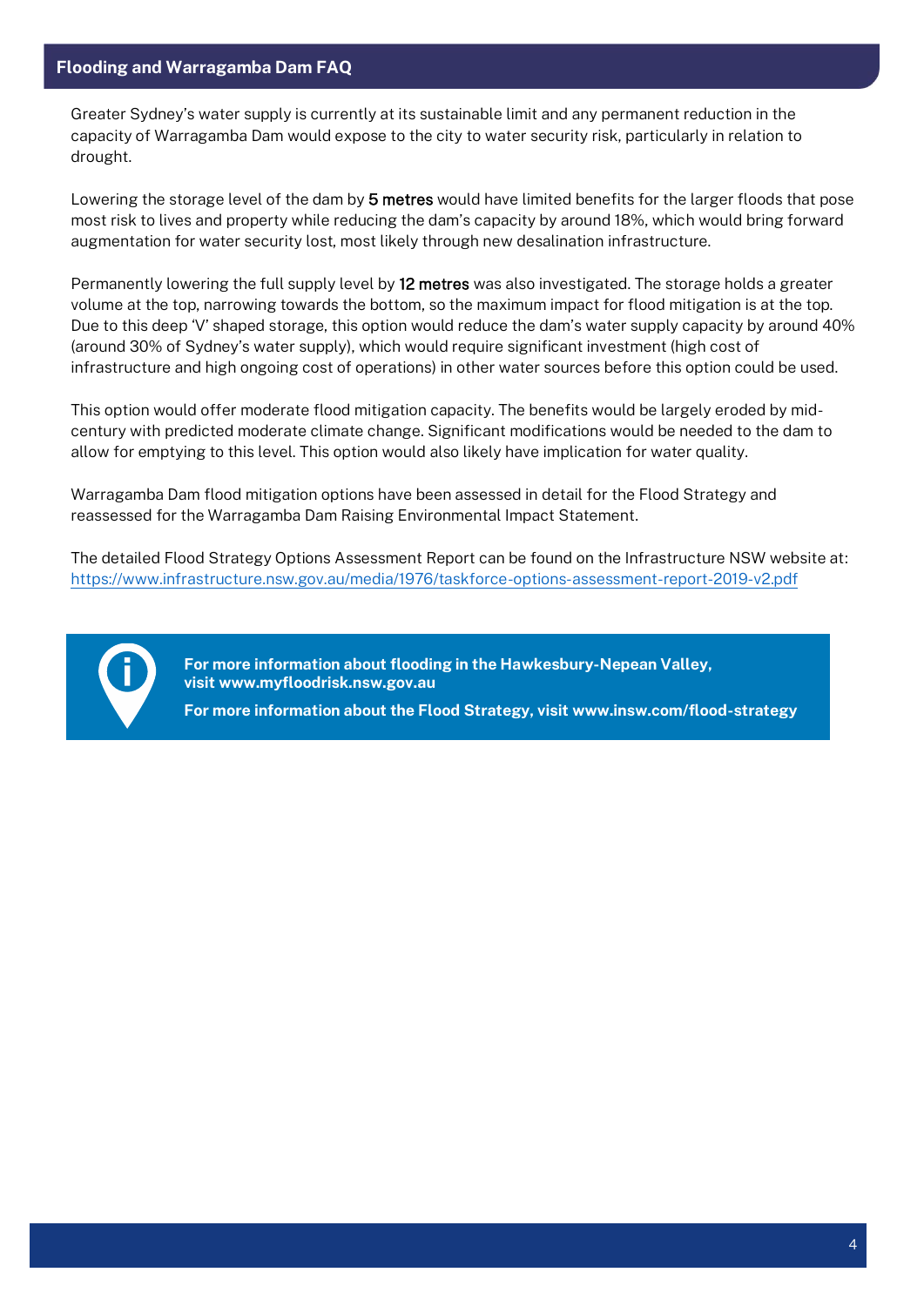Greater Sydney's water supply is currently at its sustainable limit and any permanent reduction in the capacity of Warragamba Dam would expose to the city to water security risk, particularly in relation to drought.

Lowering the storage level of the dam by **5 metres** would have limited benefits for the larger floods that pose most risk to lives and property while reducing the dam's capacity by around 18%, which would bring forward augmentation for water security lost, most likely through new desalination infrastructure.

Permanently lowering the full supply level by **12 metres** was also investigated. The storage holds a greater volume at the top, narrowing towards the bottom, so the maximum impact for flood mitigation is at the top. Due to this deep 'V' shaped storage, this option would reduce the dam's water supply capacity by around 40% (around 30% of Sydney's water supply), which would require significant investment (high cost of infrastructure and high ongoing cost of operations) in other water sources before this option could be used.

This option would offer moderate flood mitigation capacity. The benefits would be largely eroded by mid-century with predicted moderate climate change. Significant modifications would be needed to the dam to allow for emptying to this level. This option would also likely have implication for water quality.

Warragamba Dam flood mitigation options have been assessed in detail for the Flood Strategy and reassessed for the Warragamba Dam Raising Environmental Impact Statement.

The detailed Flood Strategy Options Assessment Report can be found on the Infrastructure NSW website at: https://www.infrastructure.nsw.gov.au/media/1976/taskforce-options-assessment-report-2019-v2.pdf

**For more information about flooding in the Hawkesbury-Nepean Valley, visit www.myfloodrisk.nsw.gov.au**

**For more information about the Flood Strategy, visit www.insw.com/flood-strategy**